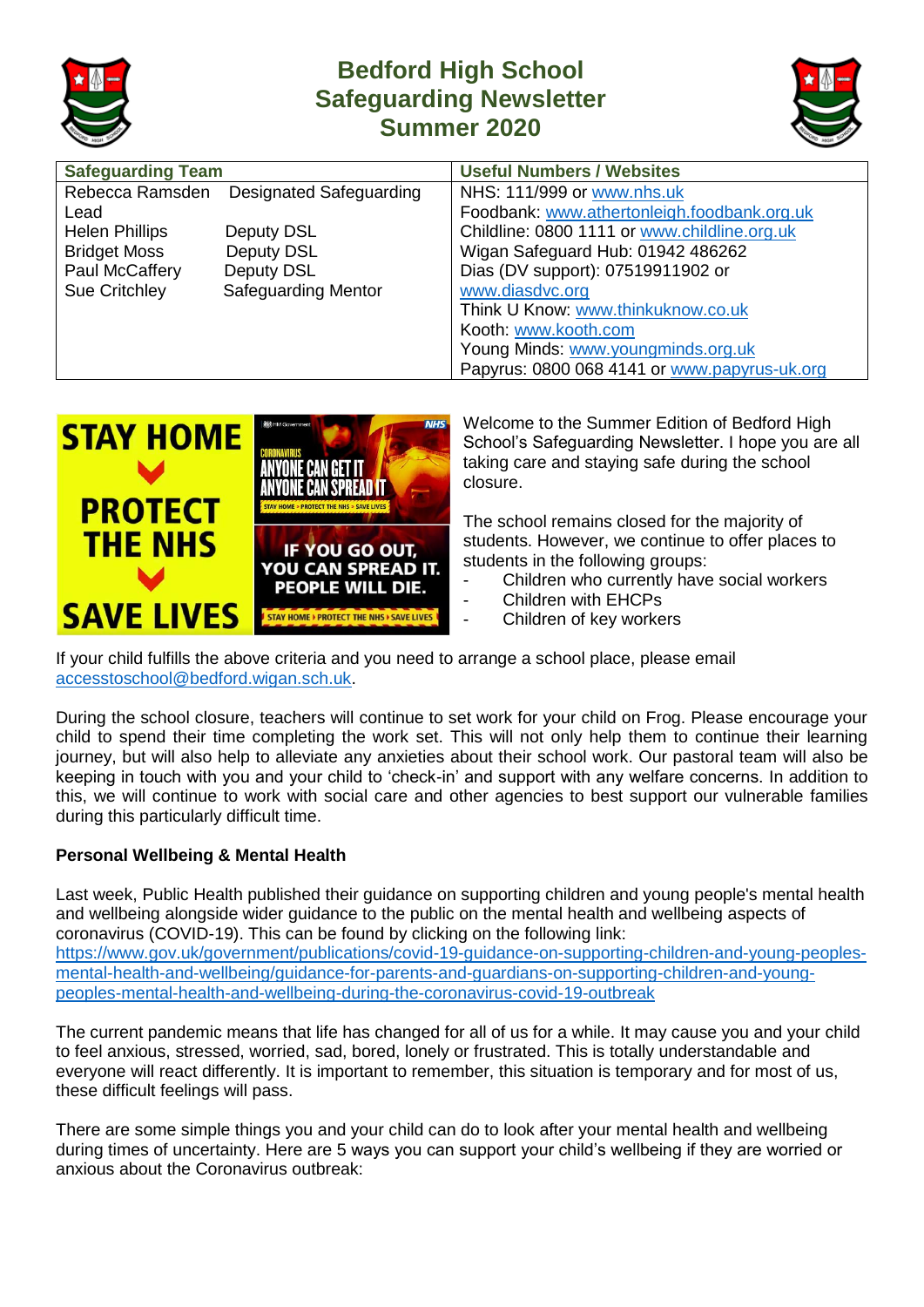# Bedford High School Safeguarding Newsletter Summer 2020

| Safeguarding Team | | Useful Numbers / Websites |
|---|---|---|
| Rebecca Ramsden | Designated Safeguarding Lead | NHS: 111/999 or www.nhs.uk |
| Helen Phillips | Deputy DSL | Foodbank: www.athertonleigh.foodbank.org.uk |
| Bridget Moss | Deputy DSL | Childline: 0800 1111 or www.childline.org.uk |
| Paul McCaffery | Deputy DSL | Wigan Safeguard Hub: 01942 486262 |
| Sue Critchley | Safeguarding Mentor | Dias (DV support): 07519911902 or www.diasdvc.org |
| | | Think U Know: www.thinkuknow.co.uk |
| | | Kooth: www.kooth.com |
| | | Young Minds: www.youngminds.org.uk |
| | | Papyrus: 0800 068 4141 or www.papyrus-uk.org |

Welcome to the Summer Edition of Bedford High School's Safeguarding Newsletter. I hope you are all taking care and staying safe during the school closure.

The school remains closed for the majority of students. However, we continue to offer places to students in the following groups:

- Children who currently have social workers
- Children with EHCPs
- Children of key workers

If your child fulfills the above criteria and you need to arrange a school place, please email accesstoschool@bedford.wigan.sch.uk.

During the school closure, teachers will continue to set work for your child on Frog. Please encourage your child to spend their time completing the work set. This will not only help them to continue their learning journey, but will also help to alleviate any anxieties about their school work. Our pastoral team will also be keeping in touch with you and your child to 'check-in' and support with any welfare concerns. In addition to this, we will continue to work with social care and other agencies to best support our vulnerable families during this particularly difficult time.

**Personal Wellbeing & Mental Health**

Last week, Public Health published their guidance on supporting children and young people's mental health and wellbeing alongside wider guidance to the public on the mental health and wellbeing aspects of coronavirus (COVID-19). This can be found by clicking on the following link: https://www.gov.uk/government/publications/covid-19-guidance-on-supporting-children-and-young-peoples-mental-health-and-wellbeing/guidance-for-parents-and-guardians-on-supporting-children-and-young-peoples-mental-health-and-wellbeing-during-the-coronavirus-covid-19-outbreak

The current pandemic means that life has changed for all of us for a while. It may cause you and your child to feel anxious, stressed, worried, sad, bored, lonely or frustrated. This is totally understandable and everyone will react differently. It is important to remember, this situation is temporary and for most of us, these difficult feelings will pass.

There are some simple things you and your child can do to look after your mental health and wellbeing during times of uncertainty. Here are 5 ways you can support your child's wellbeing if they are worried or anxious about the Coronavirus outbreak: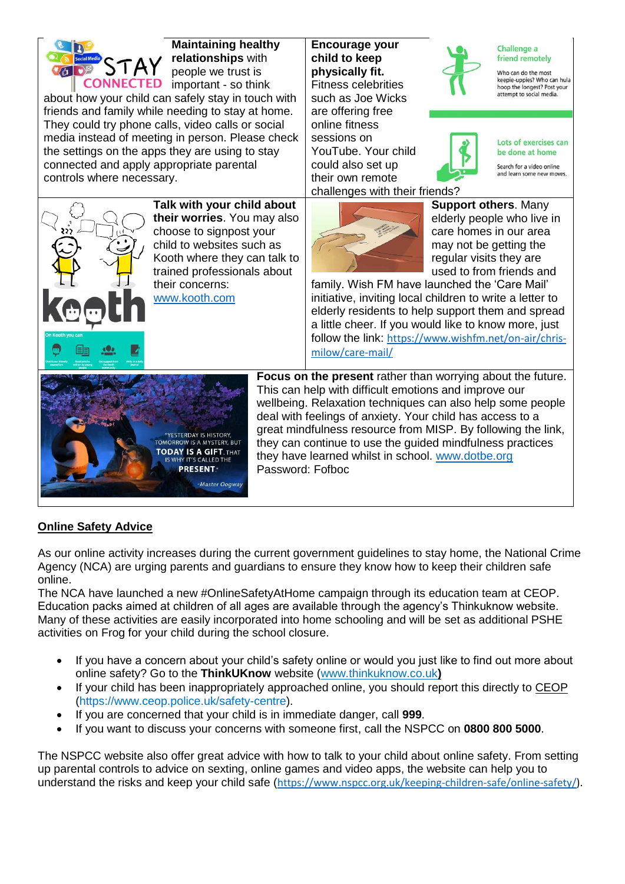**Maintaining healthy relationships** with people we trust is important - so think about how your child can safely stay in touch with friends and family while needing to stay at home. They could try phone calls, video calls or social media instead of meeting in person. Please check the settings on the apps they are using to stay connected and apply appropriate parental controls where necessary.

**Encourage your child to keep physically fit.** Fitness celebrities such as Joe Wicks are offering free online fitness sessions on YouTube. Your child could also set up their own remote challenges with their friends?

**Talk with your child about their worries.** You may also choose to signpost your child to websites such as Kooth where they can talk to trained professionals about their concerns: www.kooth.com

**Support others.** Many elderly people who live in care homes in our area may not be getting the regular visits they are used to from friends and family. Wish FM have launched the 'Care Mail' initiative, inviting local children to write a letter to elderly residents to help support them and spread a little cheer. If you would like to know more, just follow the link: https://www.wishfm.net/on-air/chris-milow/care-mail/

**Focus on the present** rather than worrying about the future. This can help with difficult emotions and improve our wellbeing. Relaxation techniques can also help some people deal with feelings of anxiety. Your child has access to a great mindfulness resource from MISP. By following the link, they can continue to use the guided mindfulness practices they have learned whilst in school. www.dotbe.org
Password: Fofboc

## Online Safety Advice

As our online activity increases during the current government guidelines to stay home, the National Crime Agency (NCA) are urging parents and guardians to ensure they know how to keep their children safe online.
The NCA have launched a new #OnlineSafetyAtHome campaign through its education team at CEOP. Education packs aimed at children of all ages are available through the agency's Thinkuknow website. Many of these activities are easily incorporated into home schooling and will be set as additional PSHE activities on Frog for your child during the school closure.

- If you have a concern about your child's safety online or would you just like to find out more about online safety? Go to the **ThinkUKnow** website (www.thinkuknow.co.uk**)**
- If your child has been inappropriately approached online, you should report this directly to CEOP (https://www.ceop.police.uk/safety-centre).
- If you are concerned that your child is in immediate danger, call **999**.
- If you want to discuss your concerns with someone first, call the NSPCC on **0800 800 5000**.

The NSPCC website also offer great advice with how to talk to your child about online safety. From setting up parental controls to advice on sexting, online games and video apps, the website can help you to understand the risks and keep your child safe (https://www.nspcc.org.uk/keeping-children-safe/online-safety/).